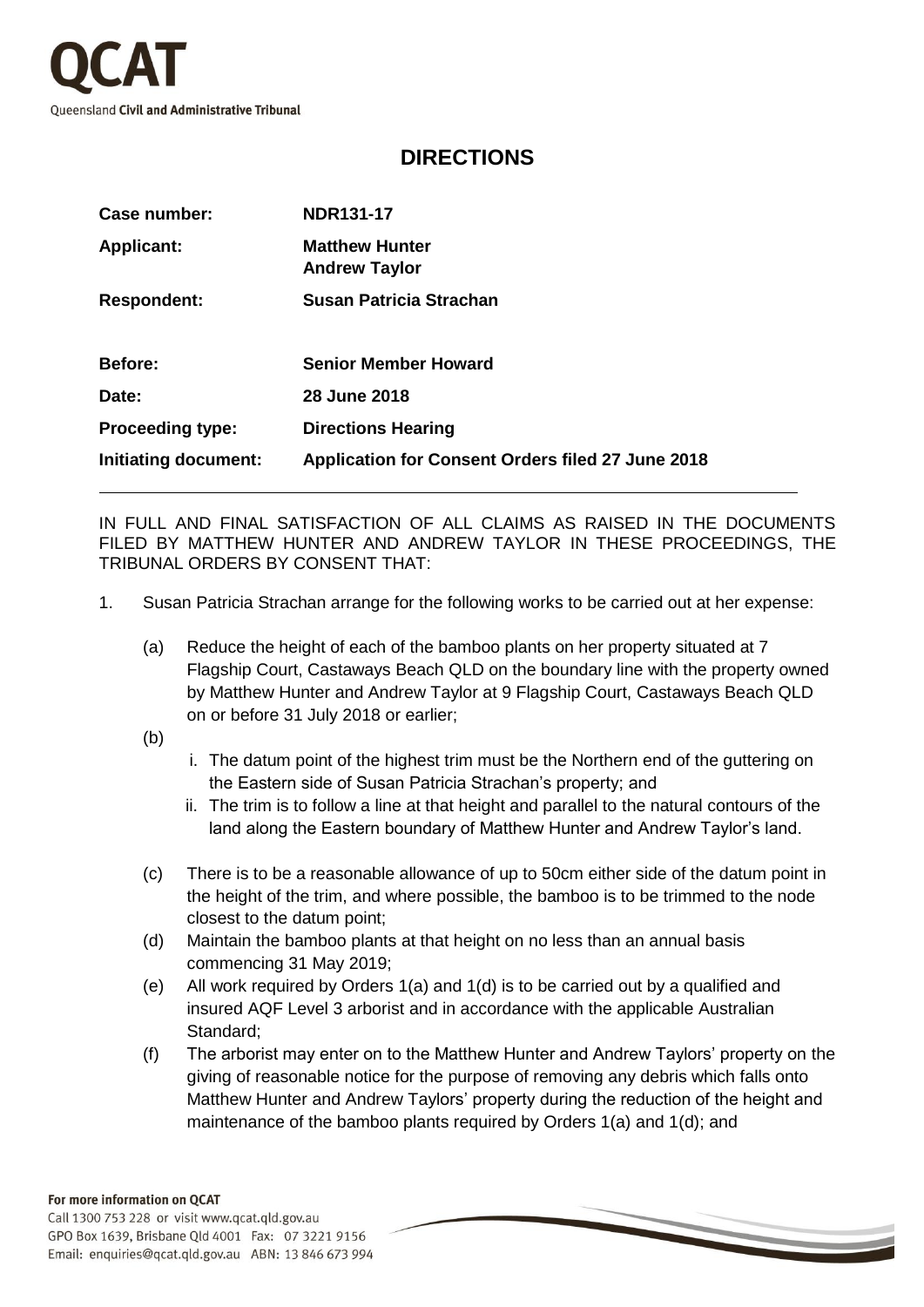QCAT

Queensland **Civil and Administrative Tribunal**

# DIRECTIONS

| | |
|---|---|
| **Case number:** | **NDR131-17** |
| **Applicant:** | **Matthew Hunter**<br>**Andrew Taylor** |
| **Respondent:** | **Susan Patricia Strachan** |
| **Before:** | **Senior Member Howard** |
| **Date:** | **28 June 2018** |
| **Proceeding type:** | **Directions Hearing** |
| **Initiating document:** | **Application for Consent Orders filed 27 June 2018** |

---

IN FULL AND FINAL SATISFACTION OF ALL CLAIMS AS RAISED IN THE DOCUMENTS FILED BY MATTHEW HUNTER AND ANDREW TAYLOR IN THESE PROCEEDINGS, THE TRIBUNAL ORDERS BY CONSENT THAT:

1. Susan Patricia Strachan arrange for the following works to be carried out at her expense:

   (a) Reduce the height of each of the bamboo plants on her property situated at 7 Flagship Court, Castaways Beach QLD on the boundary line with the property owned by Matthew Hunter and Andrew Taylor at 9 Flagship Court, Castaways Beach QLD on or before 31 July 2018 or earlier;

   (b)
      i. The datum point of the highest trim must be the Northern end of the guttering on the Eastern side of Susan Patricia Strachan's property; and
      ii. The trim is to follow a line at that height and parallel to the natural contours of the land along the Eastern boundary of Matthew Hunter and Andrew Taylor's land.

   (c) There is to be a reasonable allowance of up to 50cm either side of the datum point in the height of the trim, and where possible, the bamboo is to be trimmed to the node closest to the datum point;

   (d) Maintain the bamboo plants at that height on no less than an annual basis commencing 31 May 2019;

   (e) All work required by Orders 1(a) and 1(d) is to be carried out by a qualified and insured AQF Level 3 arborist and in accordance with the applicable Australian Standard;

   (f) The arborist may enter on to the Matthew Hunter and Andrew Taylors' property on the giving of reasonable notice for the purpose of removing any debris which falls onto Matthew Hunter and Andrew Taylors' property during the reduction of the height and maintenance of the bamboo plants required by Orders 1(a) and 1(d); and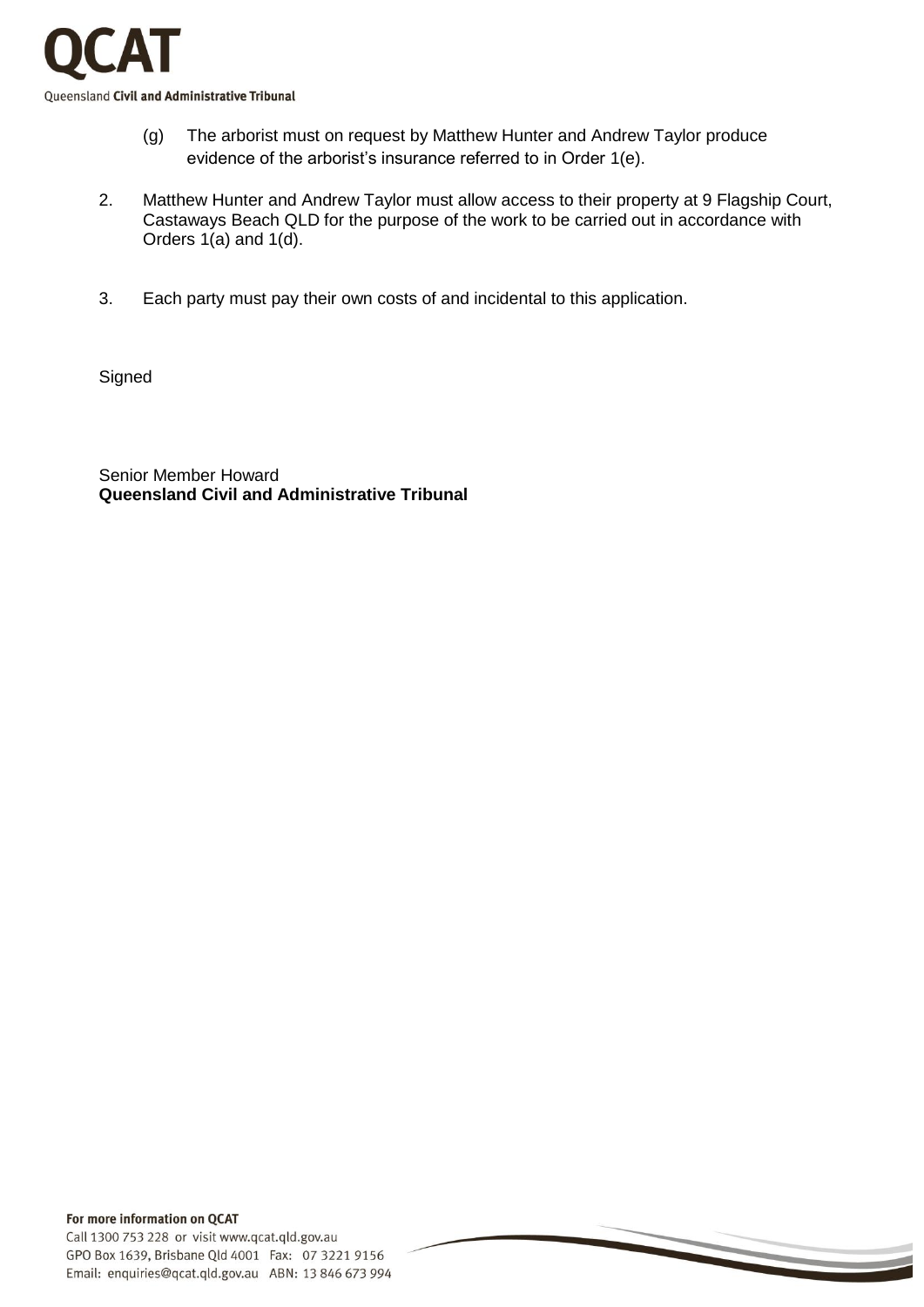(g) The arborist must on request by Matthew Hunter and Andrew Taylor produce evidence of the arborist's insurance referred to in Order 1(e).

2. Matthew Hunter and Andrew Taylor must allow access to their property at 9 Flagship Court, Castaways Beach QLD for the purpose of the work to be carried out in accordance with Orders 1(a) and 1(d).

3. Each party must pay their own costs of and incidental to this application.

Signed

Senior Member Howard
**Queensland Civil and Administrative Tribunal**